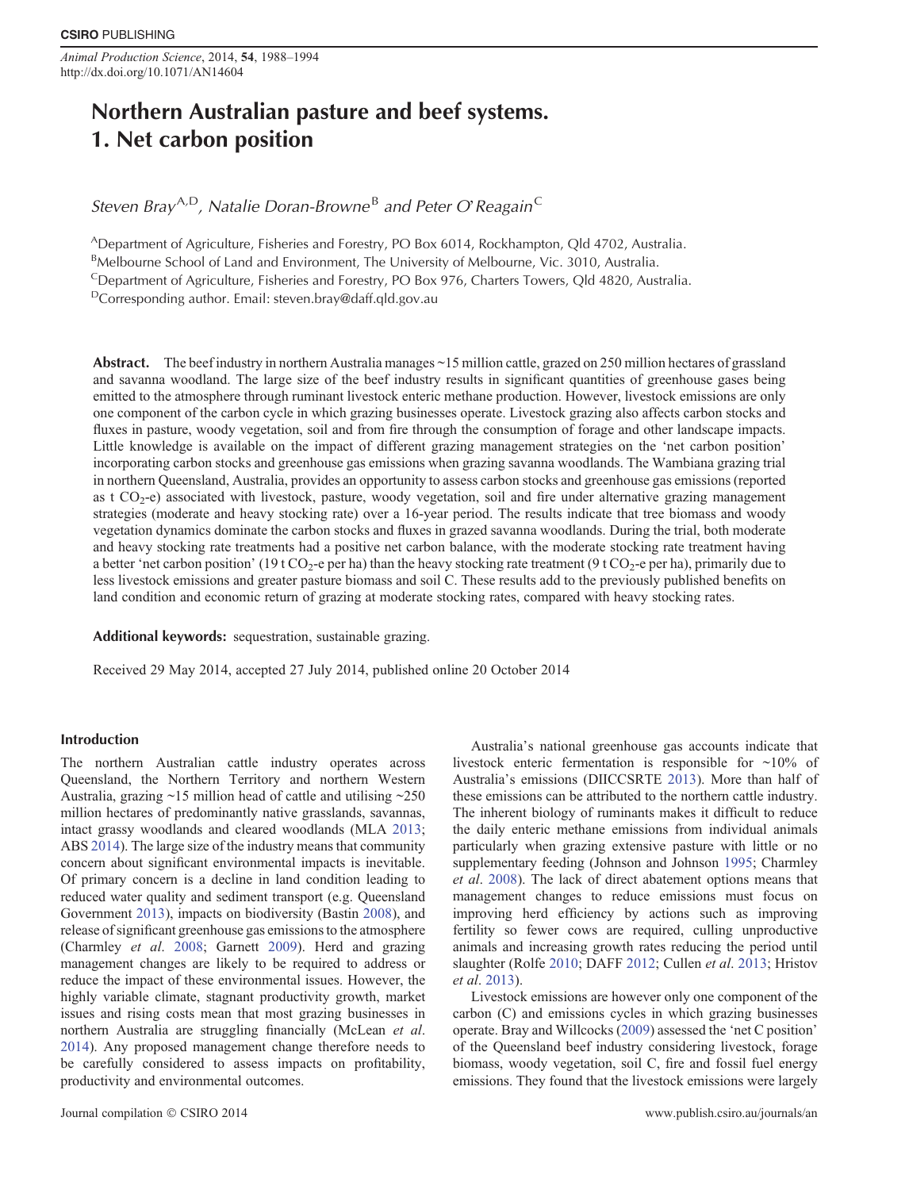# Northern Australian pasture and beef systems. 1. Net carbon position

Steven Bray[A,D], Natalie Doran-Browne[B] and Peter O'Reagain[C]

[A]Department of Agriculture, Fisheries and Forestry, PO Box 6014, Rockhampton, Qld 4702, Australia.
[B]Melbourne School of Land and Environment, The University of Melbourne, Vic. 3010, Australia.
[C]Department of Agriculture, Fisheries and Forestry, PO Box 976, Charters Towers, Qld 4820, Australia.
[D]Corresponding author. Email: steven.bray@daff.qld.gov.au

**Abstract.** The beef industry in northern Australia manages ~15 million cattle, grazed on 250 million hectares of grassland and savanna woodland. The large size of the beef industry results in significant quantities of greenhouse gases being emitted to the atmosphere through ruminant livestock enteric methane production. However, livestock emissions are only one component of the carbon cycle in which grazing businesses operate. Livestock grazing also affects carbon stocks and fluxes in pasture, woody vegetation, soil and from fire through the consumption of forage and other landscape impacts. Little knowledge is available on the impact of different grazing management strategies on the 'net carbon position' incorporating carbon stocks and greenhouse gas emissions when grazing savanna woodlands. The Wambiana grazing trial in northern Queensland, Australia, provides an opportunity to assess carbon stocks and greenhouse gas emissions (reported as t $CO_2$-e) associated with livestock, pasture, woody vegetation, soil and fire under alternative grazing management strategies (moderate and heavy stocking rate) over a 16-year period. The results indicate that tree biomass and woody vegetation dynamics dominate the carbon stocks and fluxes in grazed savanna woodlands. During the trial, both moderate and heavy stocking rate treatments had a positive net carbon balance, with the moderate stocking rate treatment having a better 'net carbon position' (19 t $CO_2$-e per ha) than the heavy stocking rate treatment (9 t $CO_2$-e per ha), primarily due to less livestock emissions and greater pasture biomass and soil C. These results add to the previously published benefits on land condition and economic return of grazing at moderate stocking rates, compared with heavy stocking rates.

**Additional keywords:** sequestration, sustainable grazing.

Received 29 May 2014, accepted 27 July 2014, published online 20 October 2014

## Introduction

The northern Australian cattle industry operates across Queensland, the Northern Territory and northern Western Australia, grazing ~15 million head of cattle and utilising ~250 million hectares of predominantly native grasslands, savannas, intact grassy woodlands and cleared woodlands (MLA 2013; ABS 2014). The large size of the industry means that community concern about significant environmental impacts is inevitable. Of primary concern is a decline in land condition leading to reduced water quality and sediment transport (e.g. Queensland Government 2013), impacts on biodiversity (Bastin 2008), and release of significant greenhouse gas emissions to the atmosphere (Charmley *et al*. 2008; Garnett 2009). Herd and grazing management changes are likely to be required to address or reduce the impact of these environmental issues. However, the highly variable climate, stagnant productivity growth, market issues and rising costs mean that most grazing businesses in northern Australia are struggling financially (McLean *et al*. 2014). Any proposed management change therefore needs to be carefully considered to assess impacts on profitability, productivity and environmental outcomes.

Australia's national greenhouse gas accounts indicate that livestock enteric fermentation is responsible for ~10% of Australia's emissions (DIICCSRTE 2013). More than half of these emissions can be attributed to the northern cattle industry. The inherent biology of ruminants makes it difficult to reduce the daily enteric methane emissions from individual animals particularly when grazing extensive pasture with little or no supplementary feeding (Johnson and Johnson 1995; Charmley *et al*. 2008). The lack of direct abatement options means that management changes to reduce emissions must focus on improving herd efficiency by actions such as improving fertility so fewer cows are required, culling unproductive animals and increasing growth rates reducing the period until slaughter (Rolfe 2010; DAFF 2012; Cullen *et al*. 2013; Hristov *et al*. 2013).

Livestock emissions are however only one component of the carbon (C) and emissions cycles in which grazing businesses operate. Bray and Willcocks (2009) assessed the 'net C position' of the Queensland beef industry considering livestock, forage biomass, woody vegetation, soil C, fire and fossil fuel energy emissions. They found that the livestock emissions were largely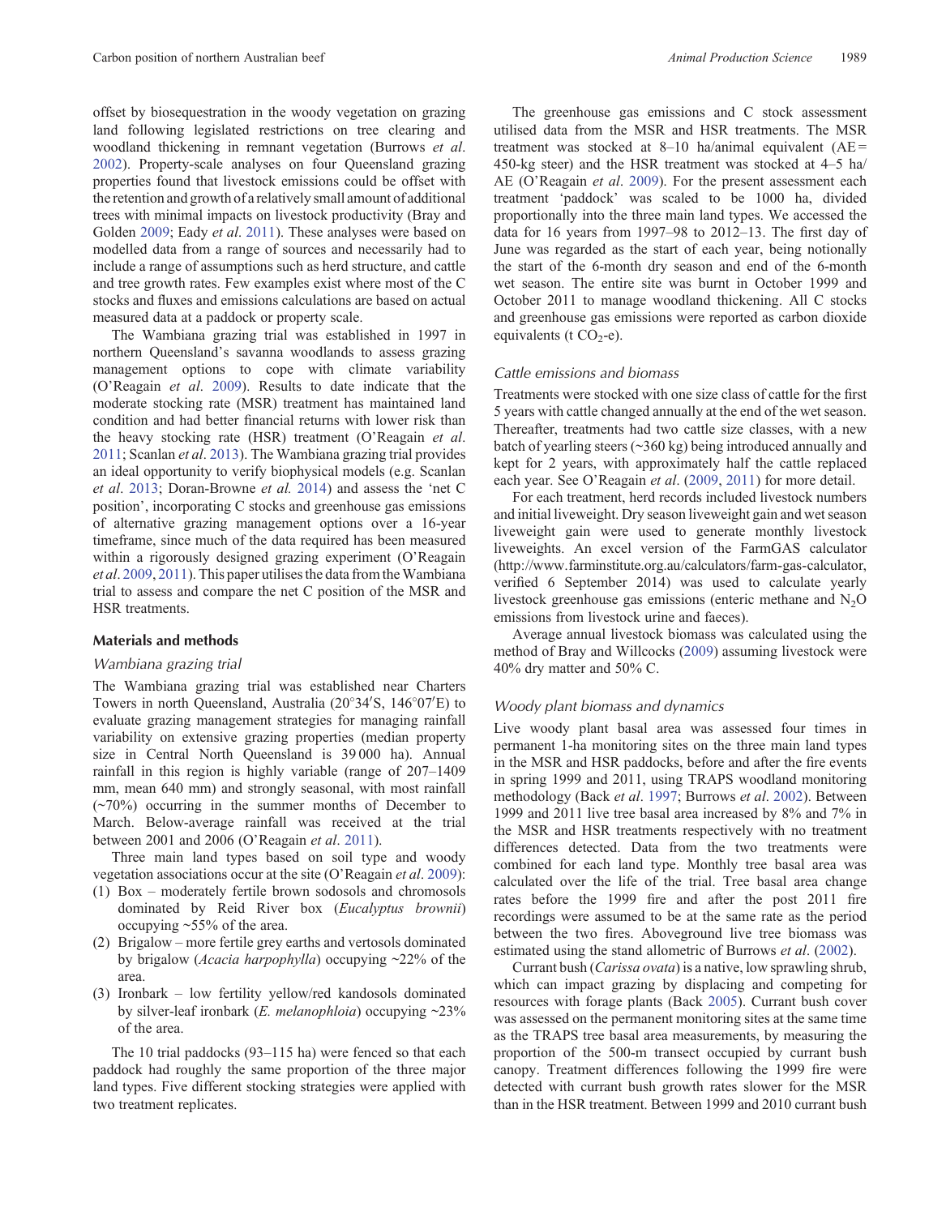offset by biosequestration in the woody vegetation on grazing land following legislated restrictions on tree clearing and woodland thickening in remnant vegetation (Burrows *et al*. 2002). Property-scale analyses on four Queensland grazing properties found that livestock emissions could be offset with the retention and growth of a relatively small amount of additional trees with minimal impacts on livestock productivity (Bray and Golden 2009; Eady *et al*. 2011). These analyses were based on modelled data from a range of sources and necessarily had to include a range of assumptions such as herd structure, and cattle and tree growth rates. Few examples exist where most of the C stocks and fluxes and emissions calculations are based on actual measured data at a paddock or property scale.

The Wambiana grazing trial was established in 1997 in northern Queensland's savanna woodlands to assess grazing management options to cope with climate variability (O'Reagain *et al*. 2009). Results to date indicate that the moderate stocking rate (MSR) treatment has maintained land condition and had better financial returns with lower risk than the heavy stocking rate (HSR) treatment (O'Reagain *et al*. 2011; Scanlan *et al*. 2013). The Wambiana grazing trial provides an ideal opportunity to verify biophysical models (e.g. Scanlan *et al*. 2013; Doran-Browne *et al.* 2014) and assess the 'net C position', incorporating C stocks and greenhouse gas emissions of alternative grazing management options over a 16-year timeframe, since much of the data required has been measured within a rigorously designed grazing experiment (O'Reagain *et al*. 2009, 2011). This paper utilises the data from the Wambiana trial to assess and compare the net C position of the MSR and HSR treatments.

## Materials and methods

### *Wambiana grazing trial*

The Wambiana grazing trial was established near Charters Towers in north Queensland, Australia (20°34′S, 146°07′E) to evaluate grazing management strategies for managing rainfall variability on extensive grazing properties (median property size in Central North Queensland is 39 000 ha). Annual rainfall in this region is highly variable (range of 207–1409 mm, mean 640 mm) and strongly seasonal, with most rainfall (~70%) occurring in the summer months of December to March. Below-average rainfall was received at the trial between 2001 and 2006 (O'Reagain *et al*. 2011).

Three main land types based on soil type and woody vegetation associations occur at the site (O'Reagain *et al*. 2009):

1. Box – moderately fertile brown sodosols and chromosols dominated by Reid River box (*Eucalyptus brownii*) occupying ~55% of the area.
2. Brigalow – more fertile grey earths and vertosols dominated by brigalow (*Acacia harpophylla*) occupying ~22% of the area.
3. Ironbark – low fertility yellow/red kandosols dominated by silver-leaf ironbark (*E. melanophloia*) occupying ~23% of the area.

The 10 trial paddocks (93–115 ha) were fenced so that each paddock had roughly the same proportion of the three major land types. Five different stocking strategies were applied with two treatment replicates.

The greenhouse gas emissions and C stock assessment utilised data from the MSR and HSR treatments. The MSR treatment was stocked at 8–10 ha/animal equivalent (AE = 450-kg steer) and the HSR treatment was stocked at 4–5 ha/AE (O'Reagain *et al*. 2009). For the present assessment each treatment 'paddock' was scaled to be 1000 ha, divided proportionally into the three main land types. We accessed the data for 16 years from 1997–98 to 2012–13. The first day of June was regarded as the start of each year, being notionally the start of the 6-month dry season and end of the 6-month wet season. The entire site was burnt in October 1999 and October 2011 to manage woodland thickening. All C stocks and greenhouse gas emissions were reported as carbon dioxide equivalents (t $CO_2$-e).

### *Cattle emissions and biomass*

Treatments were stocked with one size class of cattle for the first 5 years with cattle changed annually at the end of the wet season. Thereafter, treatments had two cattle size classes, with a new batch of yearling steers (~360 kg) being introduced annually and kept for 2 years, with approximately half the cattle replaced each year. See O'Reagain *et al*. (2009, 2011) for more detail.

For each treatment, herd records included livestock numbers and initial liveweight. Dry season liveweight gain and wet season liveweight gain were used to generate monthly livestock liveweights. An excel version of the FarmGAS calculator (http://www.farminstitute.org.au/calculators/farm-gas-calculator, verified 6 September 2014) was used to calculate yearly livestock greenhouse gas emissions (enteric methane and $N_2O$ emissions from livestock urine and faeces).

Average annual livestock biomass was calculated using the method of Bray and Willcocks (2009) assuming livestock were 40% dry matter and 50% C.

### *Woody plant biomass and dynamics*

Live woody plant basal area was assessed four times in permanent 1-ha monitoring sites on the three main land types in the MSR and HSR paddocks, before and after the fire events in spring 1999 and 2011, using TRAPS woodland monitoring methodology (Back *et al*. 1997; Burrows *et al*. 2002). Between 1999 and 2011 live tree basal area increased by 8% and 7% in the MSR and HSR treatments respectively with no treatment differences detected. Data from the two treatments were combined for each land type. Monthly tree basal area was calculated over the life of the trial. Tree basal area change rates before the 1999 fire and after the post 2011 fire recordings were assumed to be at the same rate as the period between the two fires. Aboveground live tree biomass was estimated using the stand allometric of Burrows *et al*. (2002).

Currant bush (*Carissa ovata*) is a native, low sprawling shrub, which can impact grazing by displacing and competing for resources with forage plants (Back 2005). Currant bush cover was assessed on the permanent monitoring sites at the same time as the TRAPS tree basal area measurements, by measuring the proportion of the 500-m transect occupied by currant bush canopy. Treatment differences following the 1999 fire were detected with currant bush growth rates slower for the MSR than in the HSR treatment. Between 1999 and 2010 currant bush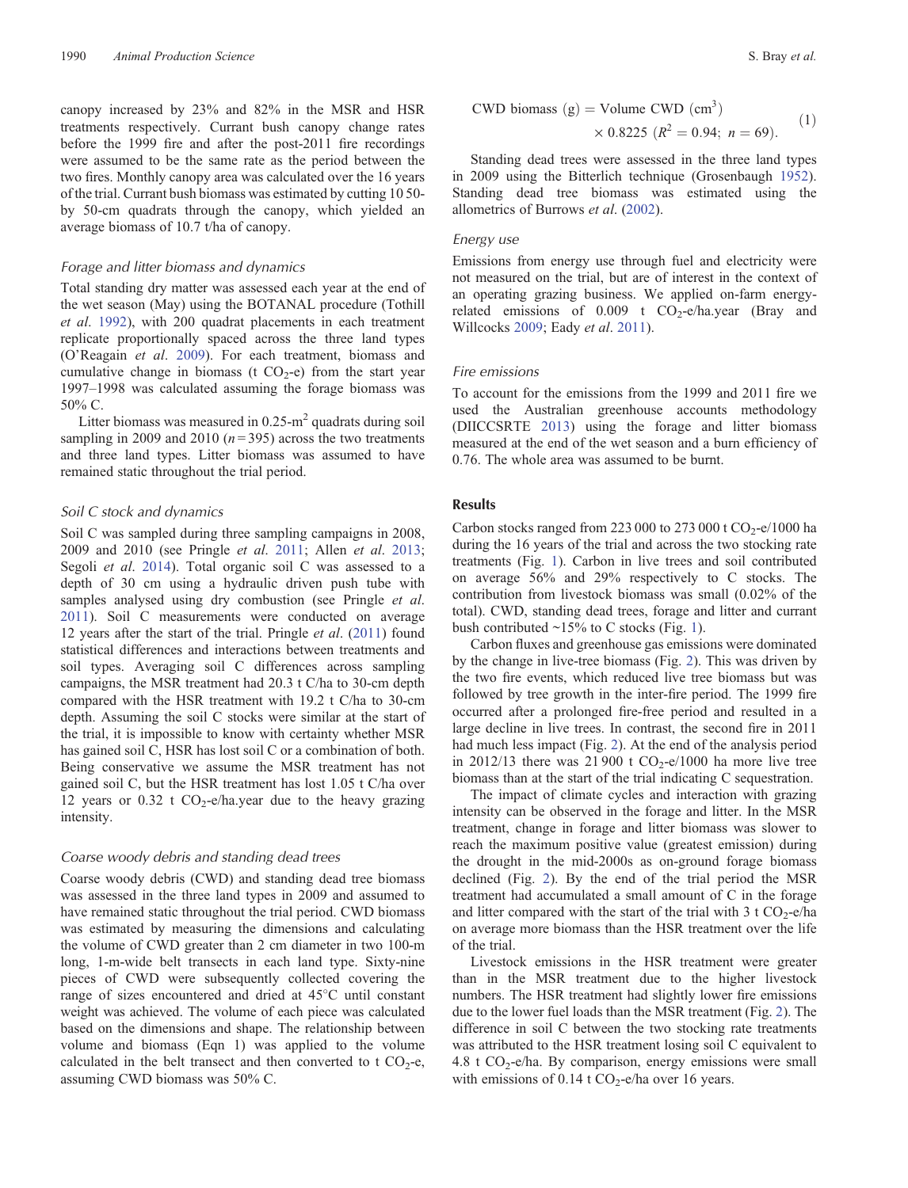canopy increased by 23% and 82% in the MSR and HSR treatments respectively. Currant bush canopy change rates before the 1999 fire and after the post-2011 fire recordings were assumed to be the same rate as the period between the two fires. Monthly canopy area was calculated over the 16 years of the trial. Currant bush biomass was estimated by cutting 10 50-by 50-cm quadrats through the canopy, which yielded an average biomass of 10.7 t/ha of canopy.

### Forage and litter biomass and dynamics

Total standing dry matter was assessed each year at the end of the wet season (May) using the BOTANAL procedure (Tothill *et al*. 1992), with 200 quadrat placements in each treatment replicate proportionally spaced across the three land types (O'Reagain *et al*. 2009). For each treatment, biomass and cumulative change in biomass (t $CO_2$-e) from the start year 1997–1998 was calculated assuming the forage biomass was 50% C.

Litter biomass was measured in 0.25-$m^2$ quadrats during soil sampling in 2009 and 2010 ($n = 395$) across the two treatments and three land types. Litter biomass was assumed to have remained static throughout the trial period.

### Soil C stock and dynamics

Soil C was sampled during three sampling campaigns in 2008, 2009 and 2010 (see Pringle *et al*. 2011; Allen *et al*. 2013; Segoli *et al*. 2014). Total organic soil C was assessed to a depth of 30 cm using a hydraulic driven push tube with samples analysed using dry combustion (see Pringle *et al*. 2011). Soil C measurements were conducted on average 12 years after the start of the trial. Pringle *et al*. (2011) found statistical differences and interactions between treatments and soil types. Averaging soil C differences across sampling campaigns, the MSR treatment had 20.3 t C/ha to 30-cm depth compared with the HSR treatment with 19.2 t C/ha to 30-cm depth. Assuming the soil C stocks were similar at the start of the trial, it is impossible to know with certainty whether MSR has gained soil C, HSR has lost soil C or a combination of both. Being conservative we assume the MSR treatment has not gained soil C, but the HSR treatment has lost 1.05 t C/ha over 12 years or 0.32 t $CO_2$-e/ha.year due to the heavy grazing intensity.

### Coarse woody debris and standing dead trees

Coarse woody debris (CWD) and standing dead tree biomass was assessed in the three land types in 2009 and assumed to have remained static throughout the trial period. CWD biomass was estimated by measuring the dimensions and calculating the volume of CWD greater than 2 cm diameter in two 100-m long, 1-m-wide belt transects in each land type. Sixty-nine pieces of CWD were subsequently collected covering the range of sizes encountered and dried at 45°C until constant weight was achieved. The volume of each piece was calculated based on the dimensions and shape. The relationship between volume and biomass (Eqn 1) was applied to the volume calculated in the belt transect and then converted to t $CO_2$-e, assuming CWD biomass was 50% C.

$$\text{CWD biomass (g)} = \text{Volume CWD (cm}^3) \times 0.8225 \;(R^2 = 0.94;\; n = 69). \quad (1)$$

Standing dead trees were assessed in the three land types in 2009 using the Bitterlich technique (Grosenbaugh 1952). Standing dead tree biomass was estimated using the allometrics of Burrows *et al*. (2002).

### Energy use

Emissions from energy use through fuel and electricity were not measured on the trial, but are of interest in the context of an operating grazing business. We applied on-farm energy-related emissions of 0.009 t $CO_2$-e/ha.year (Bray and Willcocks 2009; Eady *et al*. 2011).

### Fire emissions

To account for the emissions from the 1999 and 2011 fire we used the Australian greenhouse accounts methodology (DIICCSRTE 2013) using the forage and litter biomass measured at the end of the wet season and a burn efficiency of 0.76. The whole area was assumed to be burnt.

## Results

Carbon stocks ranged from 223 000 to 273 000 t $CO_2$-e/1000 ha during the 16 years of the trial and across the two stocking rate treatments (Fig. 1). Carbon in live trees and soil contributed on average 56% and 29% respectively to C stocks. The contribution from livestock biomass was small (0.02% of the total). CWD, standing dead trees, forage and litter and currant bush contributed ~15% to C stocks (Fig. 1).

Carbon fluxes and greenhouse gas emissions were dominated by the change in live-tree biomass (Fig. 2). This was driven by the two fire events, which reduced live tree biomass but was followed by tree growth in the inter-fire period. The 1999 fire occurred after a prolonged fire-free period and resulted in a large decline in live trees. In contrast, the second fire in 2011 had much less impact (Fig. 2). At the end of the analysis period in 2012/13 there was 21 900 t $CO_2$-e/1000 ha more live tree biomass than at the start of the trial indicating C sequestration.

The impact of climate cycles and interaction with grazing intensity can be observed in the forage and litter. In the MSR treatment, change in forage and litter biomass was slower to reach the maximum positive value (greatest emission) during the drought in the mid-2000s as on-ground forage biomass declined (Fig. 2). By the end of the trial period the MSR treatment had accumulated a small amount of C in the forage and litter compared with the start of the trial with 3 t $CO_2$-e/ha on average more biomass than the HSR treatment over the life of the trial.

Livestock emissions in the HSR treatment were greater than in the MSR treatment due to the higher livestock numbers. The HSR treatment had slightly lower fire emissions due to the lower fuel loads than the MSR treatment (Fig. 2). The difference in soil C between the two stocking rate treatments was attributed to the HSR treatment losing soil C equivalent to 4.8 t $CO_2$-e/ha. By comparison, energy emissions were small with emissions of 0.14 t $CO_2$-e/ha over 16 years.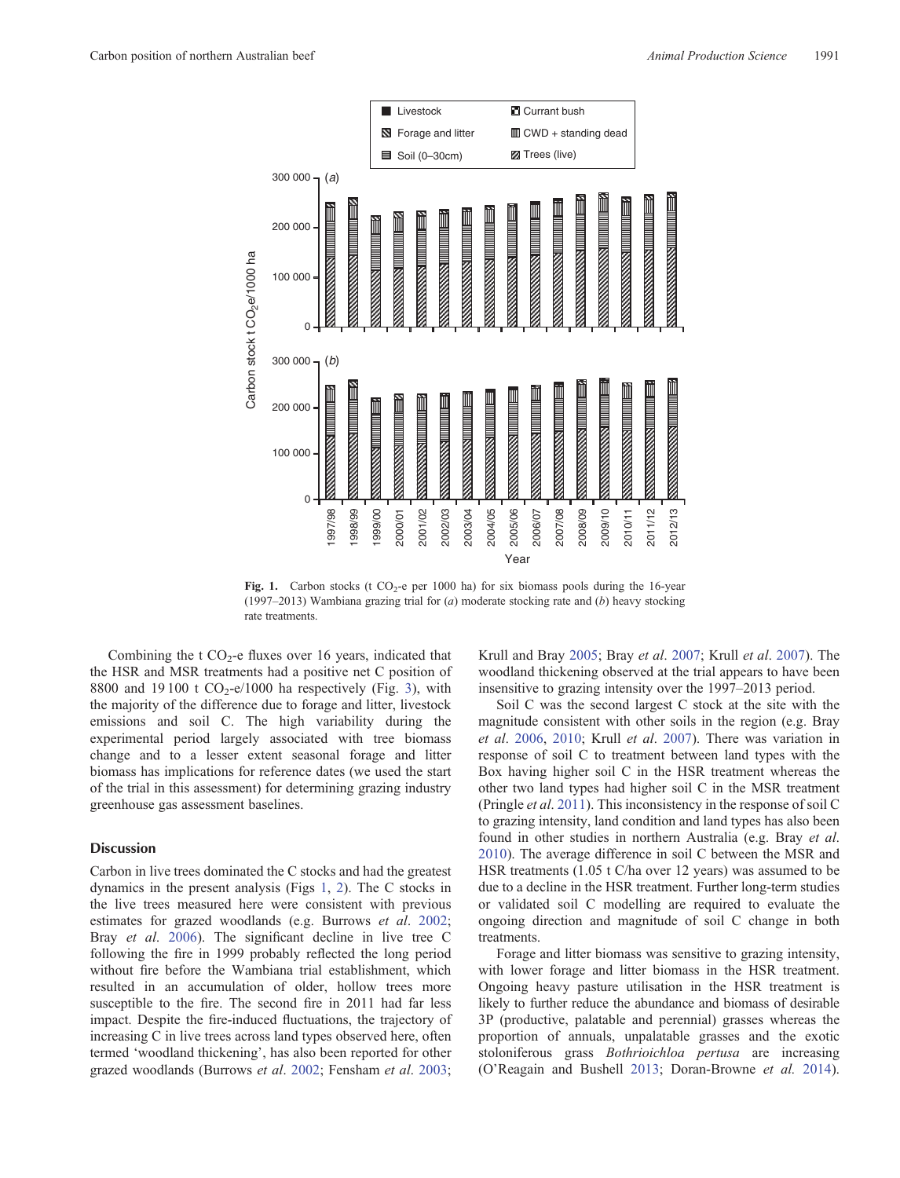Fig. 1. Carbon stocks (t $CO_2$-e per 1000 ha) for six biomass pools during the 16-year (1997–2013) Wambiana grazing trial for (*a*) moderate stocking rate and (*b*) heavy stocking rate treatments.

Combining the t $CO_2$-e fluxes over 16 years, indicated that the HSR and MSR treatments had a positive net C position of 8800 and 19 100 t $CO_2$-e/1000 ha respectively (Fig. 3), with the majority of the difference due to forage and litter, livestock emissions and soil C. The high variability during the experimental period largely associated with tree biomass change and to a lesser extent seasonal forage and litter biomass has implications for reference dates (we used the start of the trial in this assessment) for determining grazing industry greenhouse gas assessment baselines.

## Discussion

Carbon in live trees dominated the C stocks and had the greatest dynamics in the present analysis (Figs 1, 2). The C stocks in the live trees measured here were consistent with previous estimates for grazed woodlands (e.g. Burrows *et al*. 2002; Bray *et al*. 2006). The significant decline in live tree C following the fire in 1999 probably reflected the long period without fire before the Wambiana trial establishment, which resulted in an accumulation of older, hollow trees more susceptible to the fire. The second fire in 2011 had far less impact. Despite the fire-induced fluctuations, the trajectory of increasing C in live trees across land types observed here, often termed 'woodland thickening', has also been reported for other grazed woodlands (Burrows *et al*. 2002; Fensham *et al*. 2003; Krull and Bray 2005; Bray *et al*. 2007; Krull *et al*. 2007). The woodland thickening observed at the trial appears to have been insensitive to grazing intensity over the 1997–2013 period.

Soil C was the second largest C stock at the site with the magnitude consistent with other soils in the region (e.g. Bray *et al*. 2006, 2010; Krull *et al*. 2007). There was variation in response of soil C to treatment between land types with the Box having higher soil C in the HSR treatment whereas the other two land types had higher soil C in the MSR treatment (Pringle *et al*. 2011). This inconsistency in the response of soil C to grazing intensity, land condition and land types has also been found in other studies in northern Australia (e.g. Bray *et al*. 2010). The average difference in soil C between the MSR and HSR treatments (1.05 t C/ha over 12 years) was assumed to be due to a decline in the HSR treatment. Further long-term studies or validated soil C modelling are required to evaluate the ongoing direction and magnitude of soil C change in both treatments.

Forage and litter biomass was sensitive to grazing intensity, with lower forage and litter biomass in the HSR treatment. Ongoing heavy pasture utilisation in the HSR treatment is likely to further reduce the abundance and biomass of desirable 3P (productive, palatable and perennial) grasses whereas the proportion of annuals, unpalatable grasses and the exotic stoloniferous grass *Bothrioichloa pertusa* are increasing (O'Reagain and Bushell 2013; Doran-Browne *et al.* 2014).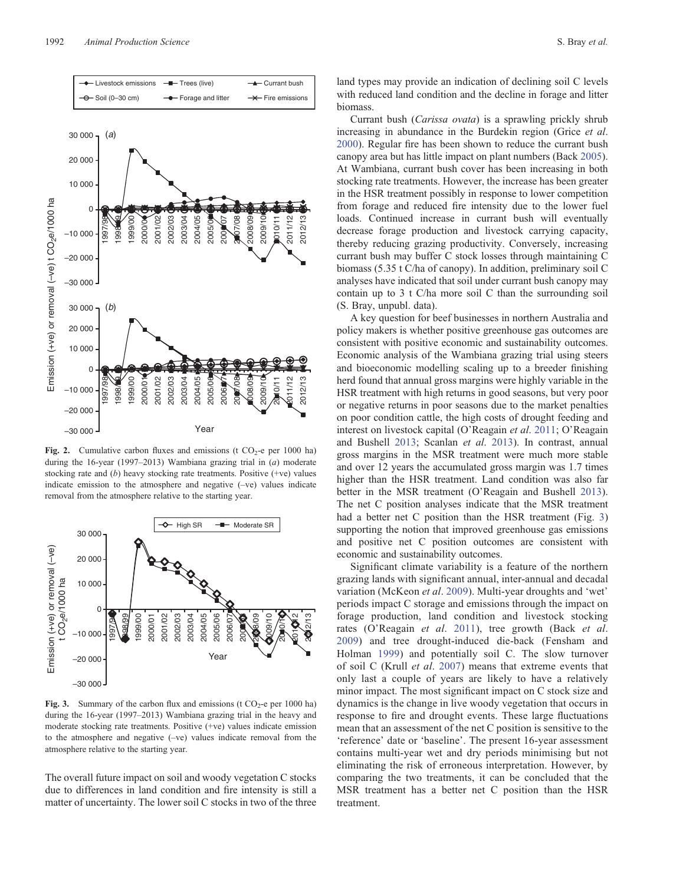**Fig. 2.** Cumulative carbon fluxes and emissions (t $CO_2$-e per 1000 ha) during the 16-year (1997–2013) Wambiana grazing trial in (*a*) moderate stocking rate and (*b*) heavy stocking rate treatments. Positive (+ve) values indicate emission to the atmosphere and negative (–ve) values indicate removal from the atmosphere relative to the starting year.

**Fig. 3.** Summary of the carbon flux and emissions (t $CO_2$-e per 1000 ha) during the 16-year (1997–2013) Wambiana grazing trial in the heavy and moderate stocking rate treatments. Positive (+ve) values indicate emission to the atmosphere and negative (–ve) values indicate removal from the atmosphere relative to the starting year.

The overall future impact on soil and woody vegetation C stocks due to differences in land condition and fire intensity is still a matter of uncertainty. The lower soil C stocks in two of the three land types may provide an indication of declining soil C levels with reduced land condition and the decline in forage and litter biomass.

Currant bush (*Carissa ovata*) is a sprawling prickly shrub increasing in abundance in the Burdekin region (Grice *et al*. 2000). Regular fire has been shown to reduce the currant bush canopy area but has little impact on plant numbers (Back 2005). At Wambiana, currant bush cover has been increasing in both stocking rate treatments. However, the increase has been greater in the HSR treatment possibly in response to lower competition from forage and reduced fire intensity due to the lower fuel loads. Continued increase in currant bush will eventually decrease forage production and livestock carrying capacity, thereby reducing grazing productivity. Conversely, increasing currant bush may buffer C stock losses through maintaining C biomass (5.35 t C/ha of canopy). In addition, preliminary soil C analyses have indicated that soil under currant bush canopy may contain up to 3 t C/ha more soil C than the surrounding soil (S. Bray, unpubl. data).

A key question for beef businesses in northern Australia and policy makers is whether positive greenhouse gas outcomes are consistent with positive economic and sustainability outcomes. Economic analysis of the Wambiana grazing trial using steers and bioeconomic modelling scaling up to a breeder finishing herd found that annual gross margins were highly variable in the HSR treatment with high returns in good seasons, but very poor or negative returns in poor seasons due to the market penalties on poor condition cattle, the high costs of drought feeding and interest on livestock capital (O'Reagain *et al*. 2011; O'Reagain and Bushell 2013; Scanlan *et al*. 2013). In contrast, annual gross margins in the MSR treatment were much more stable and over 12 years the accumulated gross margin was 1.7 times higher than the HSR treatment. Land condition was also far better in the MSR treatment (O'Reagain and Bushell 2013). The net C position analyses indicate that the MSR treatment had a better net C position than the HSR treatment (Fig. 3) supporting the notion that improved greenhouse gas emissions and positive net C position outcomes are consistent with economic and sustainability outcomes.

Significant climate variability is a feature of the northern grazing lands with significant annual, inter-annual and decadal variation (McKeon *et al*. 2009). Multi-year droughts and 'wet' periods impact C storage and emissions through the impact on forage production, land condition and livestock stocking rates (O'Reagain *et al*. 2011), tree growth (Back *et al*. 2009) and tree drought-induced die-back (Fensham and Holman 1999) and potentially soil C. The slow turnover of soil C (Krull *et al*. 2007) means that extreme events that only last a couple of years are likely to have a relatively minor impact. The most significant impact on C stock size and dynamics is the change in live woody vegetation that occurs in response to fire and drought events. These large fluctuations mean that an assessment of the net C position is sensitive to the 'reference' date or 'baseline'. The present 16-year assessment contains multi-year wet and dry periods minimising but not eliminating the risk of erroneous interpretation. However, by comparing the two treatments, it can be concluded that the MSR treatment has a better net C position than the HSR treatment.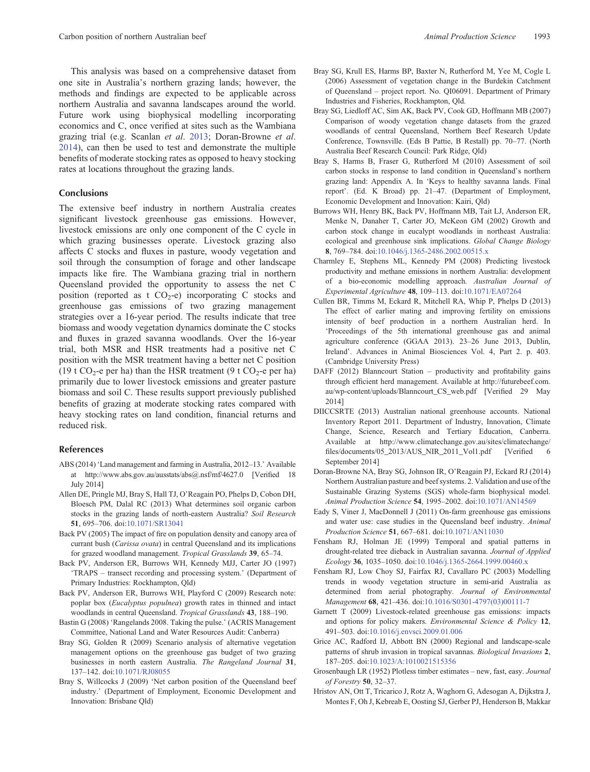This analysis was based on a comprehensive dataset from one site in Australia's northern grazing lands; however, the methods and findings are expected to be applicable across northern Australia and savanna landscapes around the world. Future work using biophysical modelling incorporating economics and C, once verified at sites such as the Wambiana grazing trial (e.g. Scanlan *et al*. 2013; Doran-Browne *et al*. 2014), can then be used to test and demonstrate the multiple benefits of moderate stocking rates as opposed to heavy stocking rates at locations throughout the grazing lands.

## Conclusions

The extensive beef industry in northern Australia creates significant livestock greenhouse gas emissions. However, livestock emissions are only one component of the C cycle in which grazing businesses operate. Livestock grazing also affects C stocks and fluxes in pasture, woody vegetation and soil through the consumption of forage and other landscape impacts like fire. The Wambiana grazing trial in northern Queensland provided the opportunity to assess the net C position (reported as t $CO_2$-e) incorporating C stocks and greenhouse gas emissions of two grazing management strategies over a 16-year period. The results indicate that tree biomass and woody vegetation dynamics dominate the C stocks and fluxes in grazed savanna woodlands. Over the 16-year trial, both MSR and HSR treatments had a positive net C position with the MSR treatment having a better net C position (19 t $CO_2$-e per ha) than the HSR treatment (9 t $CO_2$-e per ha) primarily due to lower livestock emissions and greater pasture biomass and soil C. These results support previously published benefits of grazing at moderate stocking rates compared with heavy stocking rates on land condition, financial returns and reduced risk.

## References

ABS (2014) 'Land management and farming in Australia, 2012–13.' Available at http://www.abs.gov.au/ausstats/abs@.nsf/mf/4627.0 [Verified 18 July 2014]

Allen DE, Pringle MJ, Bray S, Hall TJ, O'Reagain PO, Phelps D, Cobon DH, Bloesch PM, Dalal RC (2013) What determines soil organic carbon stocks in the grazing lands of north-eastern Australia? *Soil Research* **51**, 695–706. doi:10.1071/SR13041

Back PV (2005) The impact of fire on population density and canopy area of currant bush (*Carissa ovata*) in central Queensland and its implications for grazed woodland management. *Tropical Grasslands* **39**, 65–74.

Back PV, Anderson ER, Burrows WH, Kennedy MJJ, Carter JO (1997) 'TRAPS – transect recording and processing system.' (Department of Primary Industries: Rockhampton, Qld)

Back PV, Anderson ER, Burrows WH, Playford C (2009) Research note: poplar box (*Eucalyptus populnea*) growth rates in thinned and intact woodlands in central Queensland. *Tropical Grasslands* **43**, 188–190.

Bastin G (2008) 'Rangelands 2008. Taking the pulse.' (ACRIS Management Committee, National Land and Water Resources Audit: Canberra)

Bray SG, Golden R (2009) Scenario analysis of alternative vegetation management options on the greenhouse gas budget of two grazing businesses in north eastern Australia. *The Rangeland Journal* **31**, 137–142. doi:10.1071/RJ08055

Bray S, Willcocks J (2009) 'Net carbon position of the Queensland beef industry.' (Department of Employment, Economic Development and Innovation: Brisbane Qld)

Bray SG, Krull ES, Harms BP, Baxter N, Rutherford M, Yee M, Cogle L (2006) Assessment of vegetation change in the Burdekin Catchment of Queensland – project report. No. QI06091. Department of Primary Industries and Fisheries, Rockhampton, Qld.

Bray SG, Liedloff AC, Sim AK, Back PV, Cook GD, Hoffmann MB (2007) Comparison of woody vegetation change datasets from the grazed woodlands of central Queensland, Northern Beef Research Update Conference, Townsville. (Eds B Pattie, B Restall) pp. 70–77. (North Australia Beef Research Council: Park Ridge, Qld)

Bray S, Harms B, Fraser G, Rutherford M (2010) Assessment of soil carbon stocks in response to land condition in Queensland's northern grazing land: Appendix A. In 'Keys to healthy savanna lands. Final report'. (Ed. K Broad) pp. 21–47. (Department of Employment, Economic Development and Innovation: Kairi, Qld)

Burrows WH, Henry BK, Back PV, Hoffmann MB, Tait LJ, Anderson ER, Menke N, Danaher T, Carter JO, McKeon GM (2002) Growth and carbon stock change in eucalypt woodlands in northeast Australia: ecological and greenhouse sink implications. *Global Change Biology* **8**, 769–784. doi:10.1046/j.1365-2486.2002.00515.x

Charmley E, Stephens ML, Kennedy PM (2008) Predicting livestock productivity and methane emissions in northern Australia: development of a bio-economic modelling approach. *Australian Journal of Experimental Agriculture* **48**, 109–113. doi:10.1071/EA07264

Cullen BR, Timms M, Eckard R, Mitchell RA, Whip P, Phelps D (2013) The effect of earlier mating and improving fertility on emissions intensity of beef production in a northern Australian herd. In 'Proceedings of the 5th international greenhouse gas and animal agriculture conference (GGAA 2013). 23–26 June 2013, Dublin, Ireland'. Advances in Animal Biosciences Vol. 4, Part 2. p. 403. (Cambridge University Press)

DAFF (2012) Blanncourt Station – productivity and profitability gains through efficient herd management. Available at http://futurebeef.com.au/wp-content/uploads/Blanncourt_CS_web.pdf [Verified 29 May 2014]

DIICCSRTE (2013) Australian national greenhouse accounts. National Inventory Report 2011. Department of Industry, Innovation, Climate Change, Science, Research and Tertiary Education, Canberra. Available at http://www.climatechange.gov.au/sites/climatechange/files/documents/05_2013/AUS_NIR_2011_Vol1.pdf [Verified 6 September 2014]

Doran-Browne NA, Bray SG, Johnson IR, O'Reagain PJ, Eckard RJ (2014) Northern Australian pasture and beef systems. 2. Validation and use of the Sustainable Grazing Systems (SGS) whole-farm biophysical model. *Animal Production Science* **54**, 1995–2002. doi:10.1071/AN14569

Eady S, Viner J, MacDonnell J (2011) On-farm greenhouse gas emissions and water use: case studies in the Queensland beef industry. *Animal Production Science* **51**, 667–681. doi:10.1071/AN11030

Fensham RJ, Holman JE (1999) Temporal and spatial patterns in drought-related tree dieback in Australian savanna. *Journal of Applied Ecology* **36**, 1035–1050. doi:10.1046/j.1365-2664.1999.00460.x

Fensham RJ, Low Choy SJ, Fairfax RJ, Cavallaro PC (2003) Modelling trends in woody vegetation structure in semi-arid Australia as determined from aerial photography. *Journal of Environmental Management* **68**, 421–436. doi:10.1016/S0301-4797(03)00111-7

Garnett T (2009) Livestock-related greenhouse gas emissions: impacts and options for policy makers. *Environmental Science & Policy* **12**, 491–503. doi:10.1016/j.envsci.2009.01.006

Grice AC, Radford IJ, Abbott BN (2000) Regional and landscape-scale patterns of shrub invasion in tropical savannas. *Biological Invasions* **2**, 187–205. doi:10.1023/A:1010021515356

Grosenbaugh LR (1952) Plotless timber estimates – new, fast, easy. *Journal of Forestry* **50**, 32–37.

Hristov AN, Ott T, Tricarico J, Rotz A, Waghorn G, Adesogan A, Dijkstra J, Montes F, Oh J, Kebreab E, Oosting SJ, Gerber PJ, Henderson B, Makkar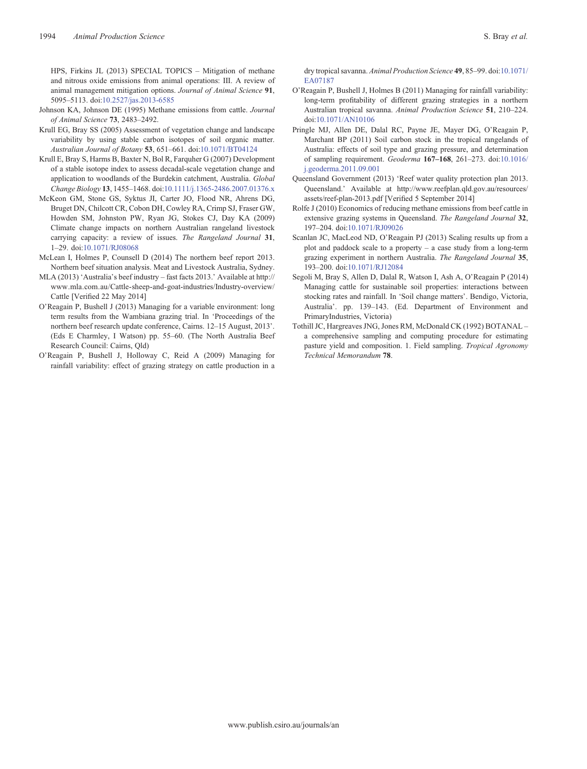HPS, Firkins JL (2013) SPECIAL TOPICS – Mitigation of methane and nitrous oxide emissions from animal operations: III. A review of animal management mitigation options. *Journal of Animal Science* **91**, 5095–5113. doi:10.2527/jas.2013-6585

Johnson KA, Johnson DE (1995) Methane emissions from cattle. *Journal of Animal Science* **73**, 2483–2492.

Krull EG, Bray SS (2005) Assessment of vegetation change and landscape variability by using stable carbon isotopes of soil organic matter. *Australian Journal of Botany* **53**, 651–661. doi:10.1071/BT04124

Krull E, Bray S, Harms B, Baxter N, Bol R, Farquher G (2007) Development of a stable isotope index to assess decadal-scale vegetation change and application to woodlands of the Burdekin catchment, Australia. *Global Change Biology* **13**, 1455–1468. doi:10.1111/j.1365-2486.2007.01376.x

McKeon GM, Stone GS, Syktus JI, Carter JO, Flood NR, Ahrens DG, Bruget DN, Chilcott CR, Cobon DH, Cowley RA, Crimp SJ, Fraser GW, Howden SM, Johnston PW, Ryan JG, Stokes CJ, Day KA (2009) Climate change impacts on northern Australian rangeland livestock carrying capacity: a review of issues. *The Rangeland Journal* **31**, 1–29. doi:10.1071/RJ08068

McLean I, Holmes P, Counsell D (2014) The northern beef report 2013. Northern beef situation analysis. Meat and Livestock Australia, Sydney.

MLA (2013) 'Australia's beef industry – fast facts 2013.' Available at http://www.mla.com.au/Cattle-sheep-and-goat-industries/Industry-overview/Cattle [Verified 22 May 2014]

O'Reagain P, Bushell J (2013) Managing for a variable environment: long term results from the Wambiana grazing trial. In 'Proceedings of the northern beef research update conference, Cairns. 12–15 August, 2013'. (Eds E Charmley, I Watson) pp. 55–60. (The North Australia Beef Research Council: Cairns, Qld)

O'Reagain P, Bushell J, Holloway C, Reid A (2009) Managing for rainfall variability: effect of grazing strategy on cattle production in a dry tropical savanna. *Animal Production Science* **49**, 85–99. doi:10.1071/EA07187

O'Reagain P, Bushell J, Holmes B (2011) Managing for rainfall variability: long-term profitability of different grazing strategies in a northern Australian tropical savanna. *Animal Production Science* **51**, 210–224. doi:10.1071/AN10106

Pringle MJ, Allen DE, Dalal RC, Payne JE, Mayer DG, O'Reagain P, Marchant BP (2011) Soil carbon stock in the tropical rangelands of Australia: effects of soil type and grazing pressure, and determination of sampling requirement. *Geoderma* **167–168**, 261–273. doi:10.1016/j.geoderma.2011.09.001

Queensland Government (2013) 'Reef water quality protection plan 2013. Queensland.' Available at http://www.reefplan.qld.gov.au/resources/assets/reef-plan-2013.pdf [Verified 5 September 2014]

Rolfe J (2010) Economics of reducing methane emissions from beef cattle in extensive grazing systems in Queensland. *The Rangeland Journal* **32**, 197–204. doi:10.1071/RJ09026

Scanlan JC, MacLeod ND, O'Reagain PJ (2013) Scaling results up from a plot and paddock scale to a property – a case study from a long-term grazing experiment in northern Australia. *The Rangeland Journal* **35**, 193–200. doi:10.1071/RJ12084

Segoli M, Bray S, Allen D, Dalal R, Watson I, Ash A, O'Reagain P (2014) Managing cattle for sustainable soil properties: interactions between stocking rates and rainfall. In 'Soil change matters'. Bendigo, Victoria, Australia'. pp. 139–143. (Ed. Department of Environment and PrimaryIndustries, Victoria)

Tothill JC, Hargreaves JNG, Jones RM, McDonald CK (1992) BOTANAL – a comprehensive sampling and computing procedure for estimating pasture yield and composition. 1. Field sampling. *Tropical Agronomy Technical Memorandum* **78**.